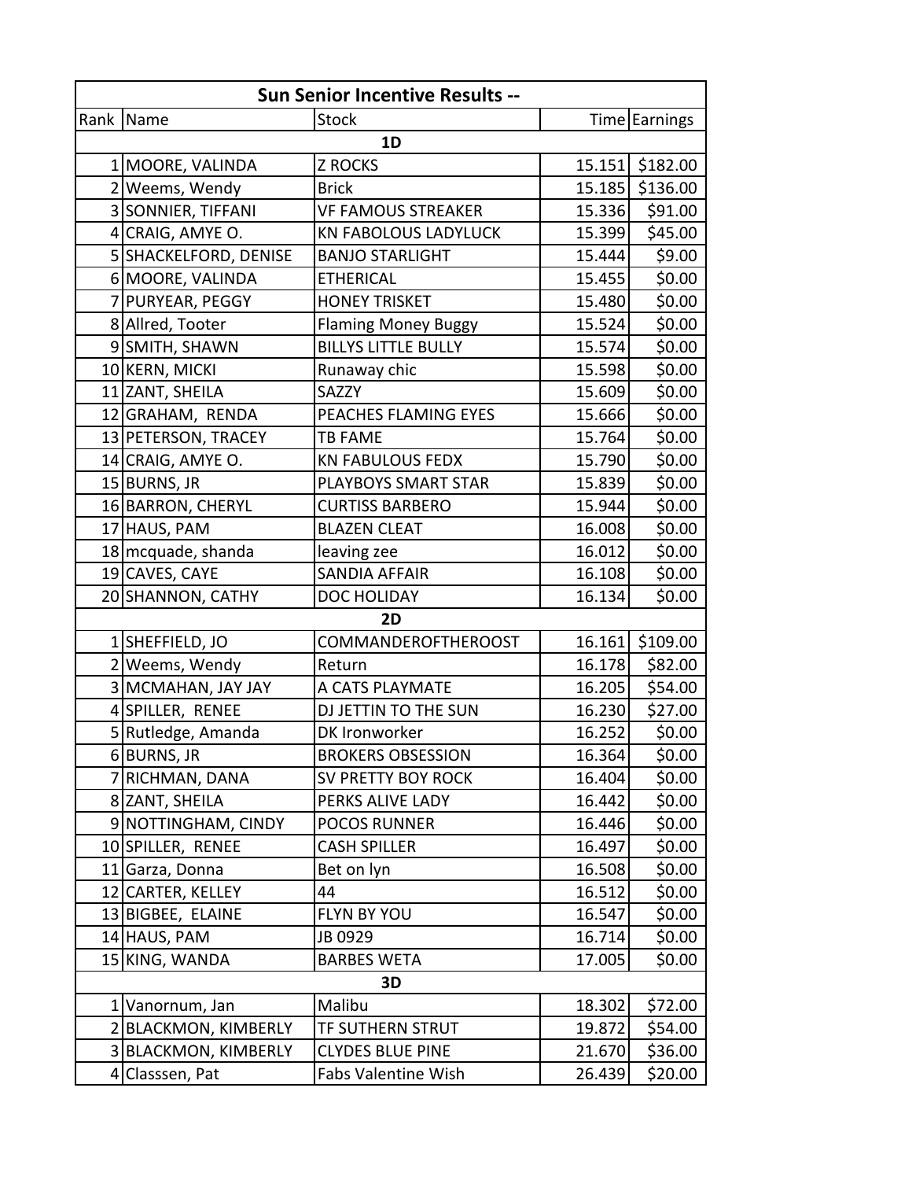| Sun Senior Incentive Results -- | | | | |
|---|---|---|---|---|
| Rank | Name | Stock | Time | Earnings |
| | | **1D** | | |
| 1 | MOORE, VALINDA | Z ROCKS | 15.151 | $182.00 |
| 2 | Weems, Wendy | Brick | 15.185 | $136.00 |
| 3 | SONNIER, TIFFANI | VF FAMOUS STREAKER | 15.336 | $91.00 |
| 4 | CRAIG, AMYE O. | KN FABOLOUS LADYLUCK | 15.399 | $45.00 |
| 5 | SHACKELFORD, DENISE | BANJO STARLIGHT | 15.444 | $9.00 |
| 6 | MOORE, VALINDA | ETHERICAL | 15.455 | $0.00 |
| 7 | PURYEAR, PEGGY | HONEY TRISKET | 15.480 | $0.00 |
| 8 | Allred, Tooter | Flaming Money Buggy | 15.524 | $0.00 |
| 9 | SMITH, SHAWN | BILLYS LITTLE BULLY | 15.574 | $0.00 |
| 10 | KERN, MICKI | Runaway chic | 15.598 | $0.00 |
| 11 | ZANT, SHEILA | SAZZY | 15.609 | $0.00 |
| 12 | GRAHAM, RENDA | PEACHES FLAMING EYES | 15.666 | $0.00 |
| 13 | PETERSON, TRACEY | TB FAME | 15.764 | $0.00 |
| 14 | CRAIG, AMYE O. | KN FABULOUS FEDX | 15.790 | $0.00 |
| 15 | BURNS, JR | PLAYBOYS SMART STAR | 15.839 | $0.00 |
| 16 | BARRON, CHERYL | CURTISS BARBERO | 15.944 | $0.00 |
| 17 | HAUS, PAM | BLAZEN CLEAT | 16.008 | $0.00 |
| 18 | mcquade, shanda | leaving zee | 16.012 | $0.00 |
| 19 | CAVES, CAYE | SANDIA AFFAIR | 16.108 | $0.00 |
| 20 | SHANNON, CATHY | DOC HOLIDAY | 16.134 | $0.00 |
| | | **2D** | | |
| 1 | SHEFFIELD, JO | COMMANDEROFTHEROOST | 16.161 | $109.00 |
| 2 | Weems, Wendy | Return | 16.178 | $82.00 |
| 3 | MCMAHAN, JAY JAY | A CATS PLAYMATE | 16.205 | $54.00 |
| 4 | SPILLER, RENEE | DJ JETTIN TO THE SUN | 16.230 | $27.00 |
| 5 | Rutledge, Amanda | DK Ironworker | 16.252 | $0.00 |
| 6 | BURNS, JR | BROKERS OBSESSION | 16.364 | $0.00 |
| 7 | RICHMAN, DANA | SV PRETTY BOY ROCK | 16.404 | $0.00 |
| 8 | ZANT, SHEILA | PERKS ALIVE LADY | 16.442 | $0.00 |
| 9 | NOTTINGHAM, CINDY | POCOS RUNNER | 16.446 | $0.00 |
| 10 | SPILLER, RENEE | CASH SPILLER | 16.497 | $0.00 |
| 11 | Garza, Donna | Bet on lyn | 16.508 | $0.00 |
| 12 | CARTER, KELLEY | 44 | 16.512 | $0.00 |
| 13 | BIGBEE, ELAINE | FLYN BY YOU | 16.547 | $0.00 |
| 14 | HAUS, PAM | JB 0929 | 16.714 | $0.00 |
| 15 | KING, WANDA | BARBES WETA | 17.005 | $0.00 |
| | | **3D** | | |
| 1 | Vanornum, Jan | Malibu | 18.302 | $72.00 |
| 2 | BLACKMON, KIMBERLY | TF SUTHERN STRUT | 19.872 | $54.00 |
| 3 | BLACKMON, KIMBERLY | CLYDES BLUE PINE | 21.670 | $36.00 |
| 4 | Classsen, Pat | Fabs Valentine Wish | 26.439 | $20.00 |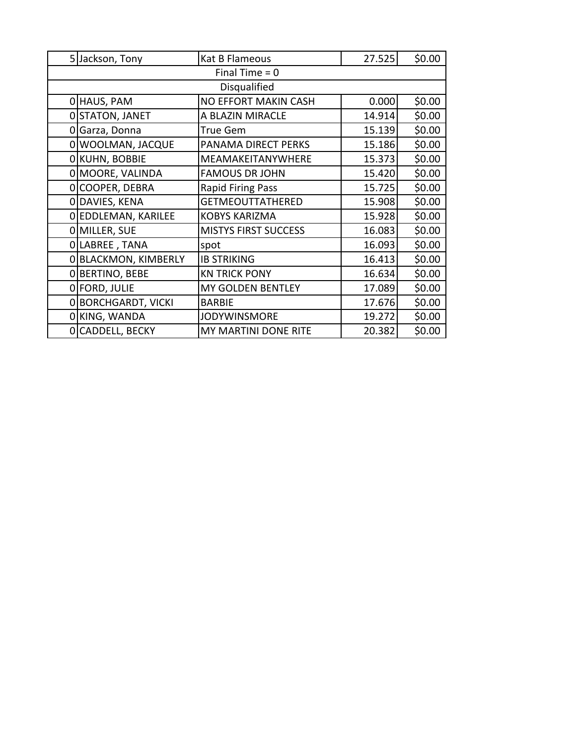| | | | | |
|---|---|---|---|---|
| 5 | Jackson, Tony | Kat B Flameous | 27.525 | $0.00 |
| Final Time = 0 | | | | |
| Disqualified | | | | |
| 0 | HAUS, PAM | NO EFFORT MAKIN CASH | 0.000 | $0.00 |
| 0 | STATON, JANET | A BLAZIN MIRACLE | 14.914 | $0.00 |
| 0 | Garza, Donna | True Gem | 15.139 | $0.00 |
| 0 | WOOLMAN, JACQUE | PANAMA DIRECT PERKS | 15.186 | $0.00 |
| 0 | KUHN, BOBBIE | MEAMAKEITANYWHERE | 15.373 | $0.00 |
| 0 | MOORE, VALINDA | FAMOUS DR JOHN | 15.420 | $0.00 |
| 0 | COOPER, DEBRA | Rapid Firing Pass | 15.725 | $0.00 |
| 0 | DAVIES, KENA | GETMEOUTTATHERED | 15.908 | $0.00 |
| 0 | EDDLEMAN, KARILEE | KOBYS KARIZMA | 15.928 | $0.00 |
| 0 | MILLER, SUE | MISTYS FIRST SUCCESS | 16.083 | $0.00 |
| 0 | LABREE , TANA | spot | 16.093 | $0.00 |
| 0 | BLACKMON, KIMBERLY | IB STRIKING | 16.413 | $0.00 |
| 0 | BERTINO, BEBE | KN TRICK PONY | 16.634 | $0.00 |
| 0 | FORD, JULIE | MY GOLDEN BENTLEY | 17.089 | $0.00 |
| 0 | BORCHGARDT, VICKI | BARBIE | 17.676 | $0.00 |
| 0 | KING, WANDA | JODYWINSMORE | 19.272 | $0.00 |
| 0 | CADDELL, BECKY | MY MARTINI DONE RITE | 20.382 | $0.00 |